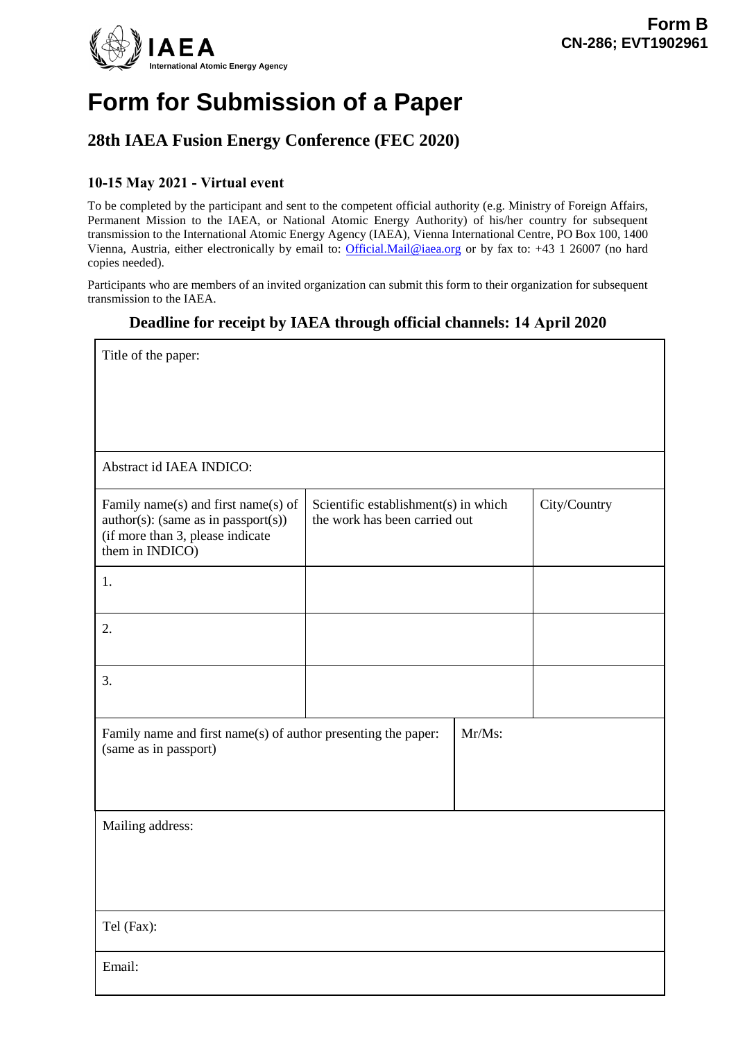**Form B**
**CN-286; EVT1902961**

IAEA
International Atomic Energy Agency

# Form for Submission of a Paper

## 28th IAEA Fusion Energy Conference (FEC 2020)

### 10-15 May 2021 - Virtual event

To be completed by the participant and sent to the competent official authority (e.g. Ministry of Foreign Affairs, Permanent Mission to the IAEA, or National Atomic Energy Authority) of his/her country for subsequent transmission to the International Atomic Energy Agency (IAEA), Vienna International Centre, PO Box 100, 1400 Vienna, Austria, either electronically by email to: Official.Mail@iaea.org or by fax to: +43 1 26007 (no hard copies needed).

Participants who are members of an invited organization can submit this form to their organization for subsequent transmission to the IAEA.

**Deadline for receipt by IAEA through official channels: 14 April 2020**

Title of the paper:

Abstract id IAEA INDICO:

| Family name(s) and first name(s) of author(s): (same as in passport(s)) (if more than 3, please indicate them in INDICO) | Scientific establishment(s) in which the work has been carried out | City/Country |
| --- | --- | --- |
| 1. | | |
| 2. | | |
| 3. | | |

| Family name and first name(s) of author presenting the paper: (same as in passport) | Mr/Ms: |
| --- | --- |

Mailing address:

Tel (Fax):

Email: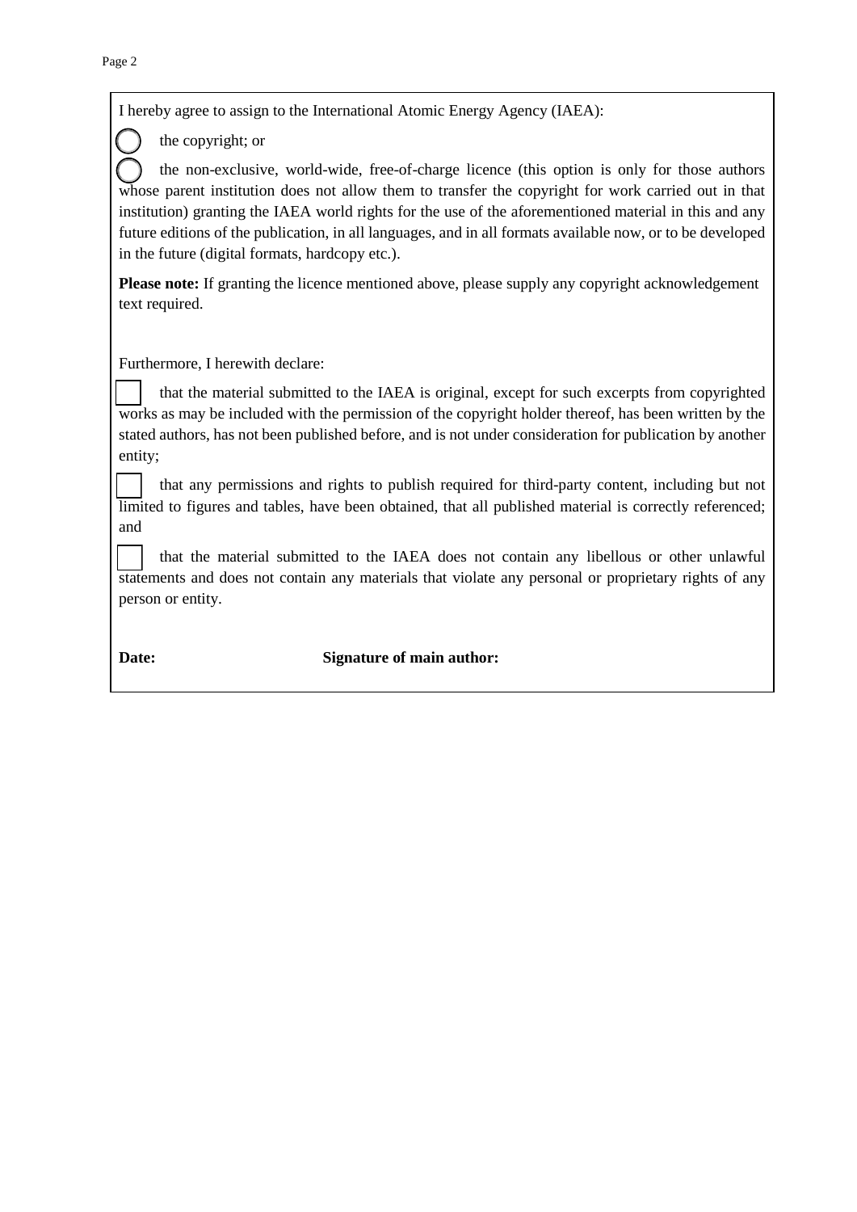I hereby agree to assign to the International Atomic Energy Agency (IAEA):

◯ the copyright; or

◯ the non-exclusive, world-wide, free-of-charge licence (this option is only for those authors whose parent institution does not allow them to transfer the copyright for work carried out in that institution) granting the IAEA world rights for the use of the aforementioned material in this and any future editions of the publication, in all languages, and in all formats available now, or to be developed in the future (digital formats, hardcopy etc.).

**Please note:** If granting the licence mentioned above, please supply any copyright acknowledgement text required.

Furthermore, I herewith declare:

☐ that the material submitted to the IAEA is original, except for such excerpts from copyrighted works as may be included with the permission of the copyright holder thereof, has been written by the stated authors, has not been published before, and is not under consideration for publication by another entity;

☐ that any permissions and rights to publish required for third-party content, including but not limited to figures and tables, have been obtained, that all published material is correctly referenced; and

☐ that the material submitted to the IAEA does not contain any libellous or other unlawful statements and does not contain any materials that violate any personal or proprietary rights of any person or entity.

**Date:** **Signature of main author:**